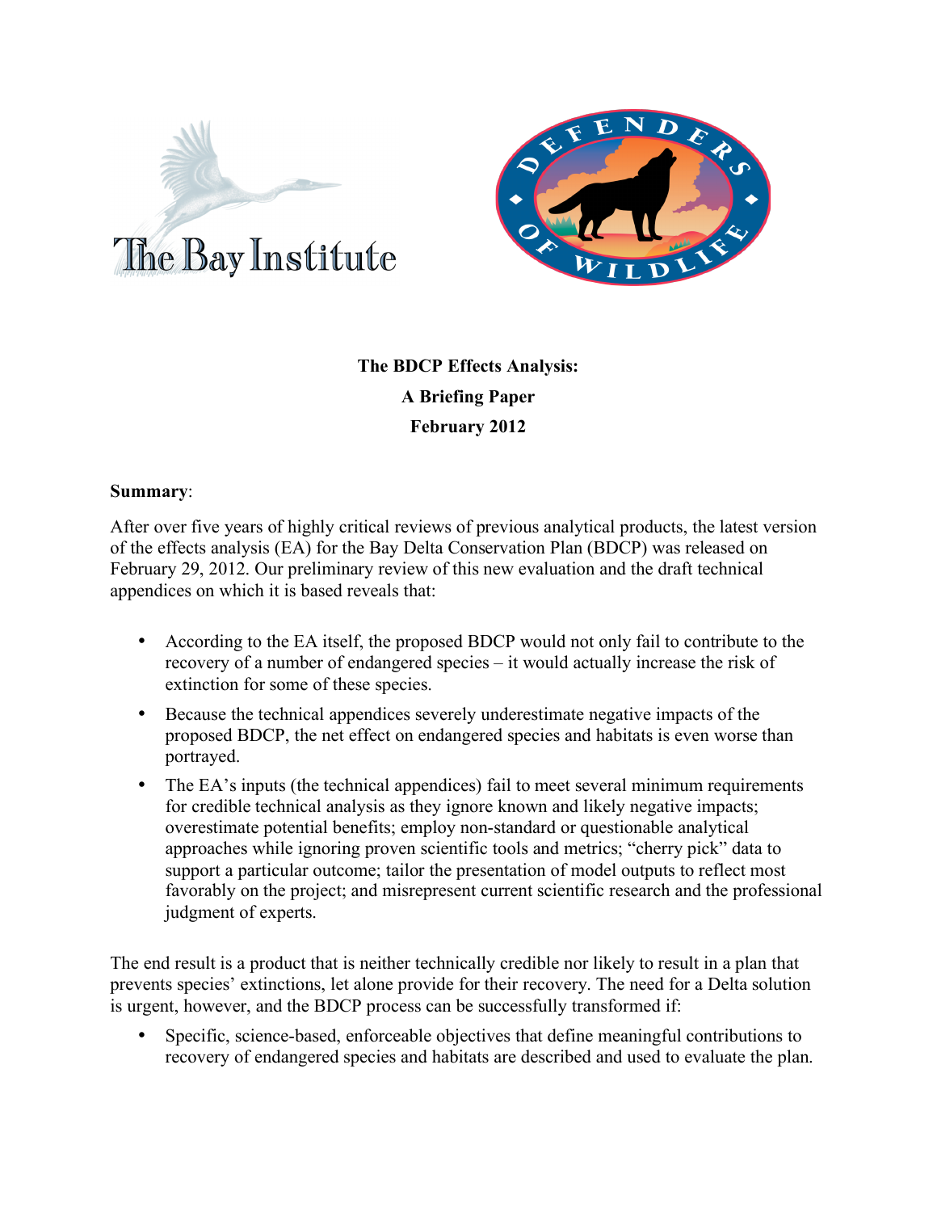The Bay Institute

DEFENDERS OF WILDLIFE

**The BDCP Effects Analysis:**

**A Briefing Paper**

**February 2012**

**Summary**:

After over five years of highly critical reviews of previous analytical products, the latest version of the effects analysis (EA) for the Bay Delta Conservation Plan (BDCP) was released on February 29, 2012. Our preliminary review of this new evaluation and the draft technical appendices on which it is based reveals that:

- According to the EA itself, the proposed BDCP would not only fail to contribute to the recovery of a number of endangered species – it would actually increase the risk of extinction for some of these species.
- Because the technical appendices severely underestimate negative impacts of the proposed BDCP, the net effect on endangered species and habitats is even worse than portrayed.
- The EA's inputs (the technical appendices) fail to meet several minimum requirements for credible technical analysis as they ignore known and likely negative impacts; overestimate potential benefits; employ non-standard or questionable analytical approaches while ignoring proven scientific tools and metrics; "cherry pick" data to support a particular outcome; tailor the presentation of model outputs to reflect most favorably on the project; and misrepresent current scientific research and the professional judgment of experts.

The end result is a product that is neither technically credible nor likely to result in a plan that prevents species' extinctions, let alone provide for their recovery. The need for a Delta solution is urgent, however, and the BDCP process can be successfully transformed if:

- Specific, science-based, enforceable objectives that define meaningful contributions to recovery of endangered species and habitats are described and used to evaluate the plan.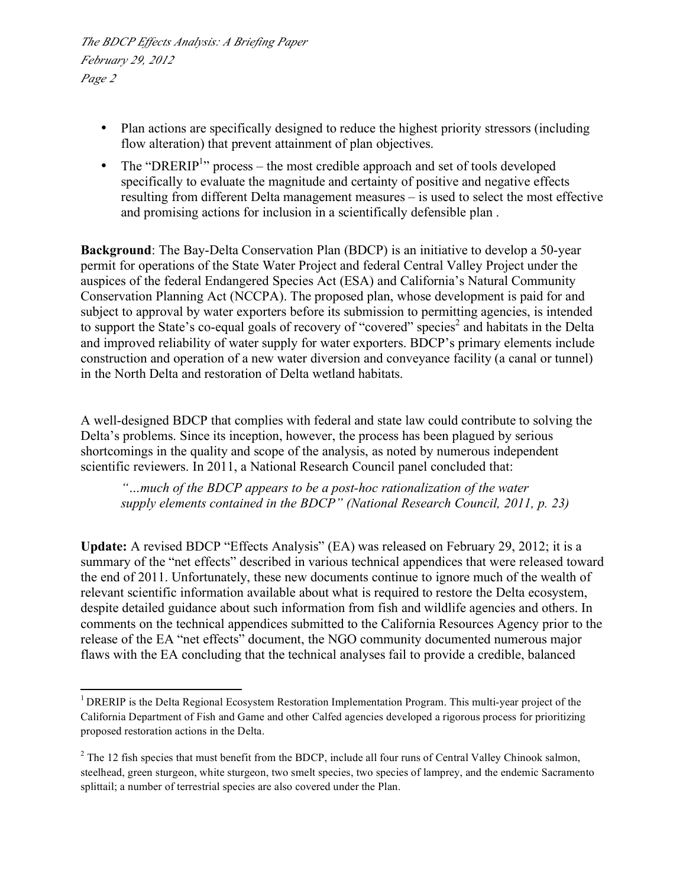- Plan actions are specifically designed to reduce the highest priority stressors (including flow alteration) that prevent attainment of plan objectives.
- The "DRERIP[1]" process – the most credible approach and set of tools developed specifically to evaluate the magnitude and certainty of positive and negative effects resulting from different Delta management measures – is used to select the most effective and promising actions for inclusion in a scientifically defensible plan .

**Background**: The Bay-Delta Conservation Plan (BDCP) is an initiative to develop a 50-year permit for operations of the State Water Project and federal Central Valley Project under the auspices of the federal Endangered Species Act (ESA) and California's Natural Community Conservation Planning Act (NCCPA). The proposed plan, whose development is paid for and subject to approval by water exporters before its submission to permitting agencies, is intended to support the State's co-equal goals of recovery of "covered" species[2] and habitats in the Delta and improved reliability of water supply for water exporters. BDCP's primary elements include construction and operation of a new water diversion and conveyance facility (a canal or tunnel) in the North Delta and restoration of Delta wetland habitats.

A well-designed BDCP that complies with federal and state law could contribute to solving the Delta's problems. Since its inception, however, the process has been plagued by serious shortcomings in the quality and scope of the analysis, as noted by numerous independent scientific reviewers. In 2011, a National Research Council panel concluded that:

> *"…much of the BDCP appears to be a post-hoc rationalization of the water supply elements contained in the BDCP" (National Research Council, 2011, p. 23)*

**Update:** A revised BDCP "Effects Analysis" (EA) was released on February 29, 2012; it is a summary of the "net effects" described in various technical appendices that were released toward the end of 2011. Unfortunately, these new documents continue to ignore much of the wealth of relevant scientific information available about what is required to restore the Delta ecosystem, despite detailed guidance about such information from fish and wildlife agencies and others. In comments on the technical appendices submitted to the California Resources Agency prior to the release of the EA "net effects" document, the NGO community documented numerous major flaws with the EA concluding that the technical analyses fail to provide a credible, balanced

---

[1] DRERIP is the Delta Regional Ecosystem Restoration Implementation Program. This multi-year project of the California Department of Fish and Game and other Calfed agencies developed a rigorous process for prioritizing proposed restoration actions in the Delta.

[2] The 12 fish species that must benefit from the BDCP, include all four runs of Central Valley Chinook salmon, steelhead, green sturgeon, white sturgeon, two smelt species, two species of lamprey, and the endemic Sacramento splittail; a number of terrestrial species are also covered under the Plan.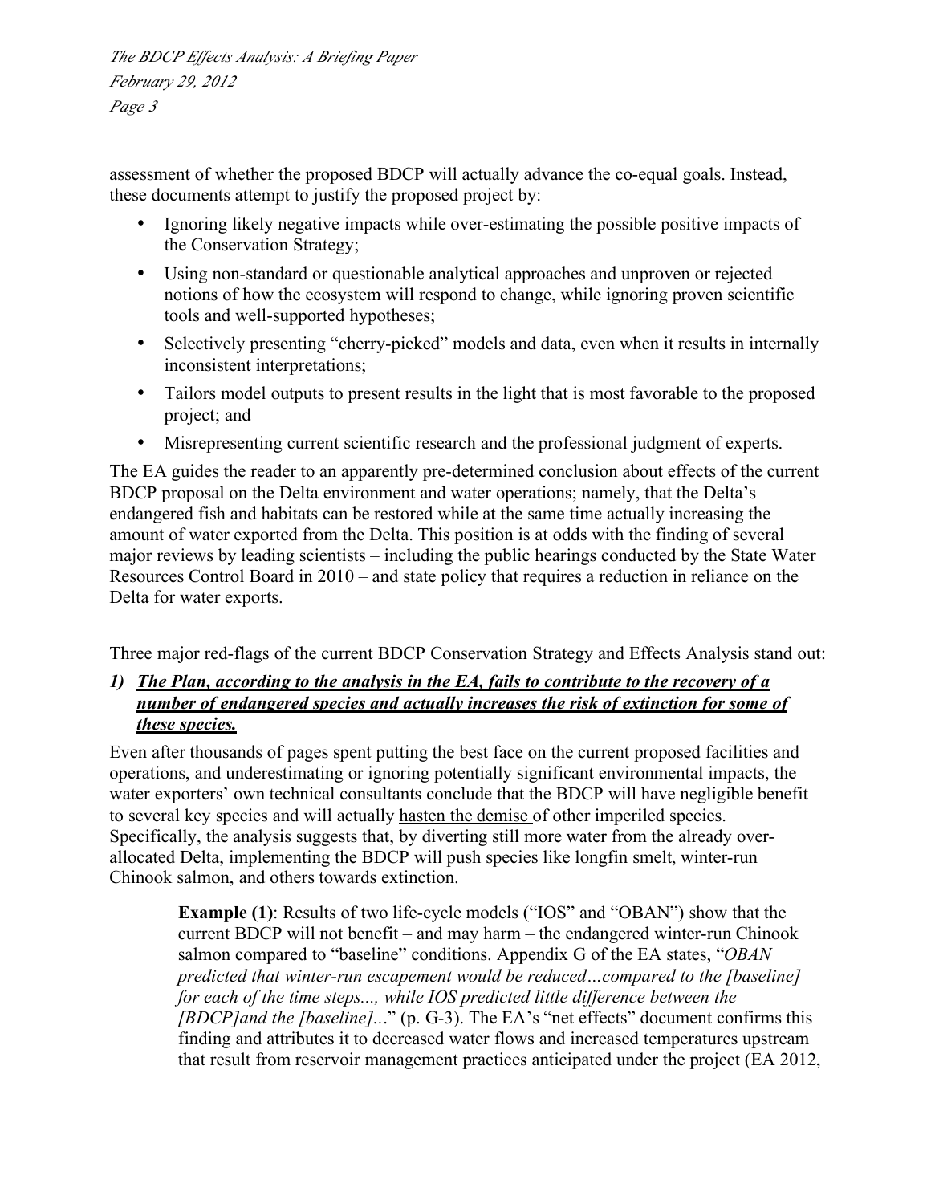assessment of whether the proposed BDCP will actually advance the co-equal goals. Instead, these documents attempt to justify the proposed project by:

- Ignoring likely negative impacts while over-estimating the possible positive impacts of the Conservation Strategy;
- Using non-standard or questionable analytical approaches and unproven or rejected notions of how the ecosystem will respond to change, while ignoring proven scientific tools and well-supported hypotheses;
- Selectively presenting "cherry-picked" models and data, even when it results in internally inconsistent interpretations;
- Tailors model outputs to present results in the light that is most favorable to the proposed project; and
- Misrepresenting current scientific research and the professional judgment of experts.

The EA guides the reader to an apparently pre-determined conclusion about effects of the current BDCP proposal on the Delta environment and water operations; namely, that the Delta's endangered fish and habitats can be restored while at the same time actually increasing the amount of water exported from the Delta. This position is at odds with the finding of several major reviews by leading scientists – including the public hearings conducted by the State Water Resources Control Board in 2010 – and state policy that requires a reduction in reliance on the Delta for water exports.

Three major red-flags of the current BDCP Conservation Strategy and Effects Analysis stand out:

***1) The Plan, according to the analysis in the EA, fails to contribute to the recovery of a number of endangered species and actually increases the risk of extinction for some of these species.***

Even after thousands of pages spent putting the best face on the current proposed facilities and operations, and underestimating or ignoring potentially significant environmental impacts, the water exporters' own technical consultants conclude that the BDCP will have negligible benefit to several key species and will actually hasten the demise of other imperiled species. Specifically, the analysis suggests that, by diverting still more water from the already over-allocated Delta, implementing the BDCP will push species like longfin smelt, winter-run Chinook salmon, and others towards extinction.

> **Example (1)**: Results of two life-cycle models ("IOS" and "OBAN") show that the current BDCP will not benefit – and may harm – the endangered winter-run Chinook salmon compared to "baseline" conditions. Appendix G of the EA states, "*OBAN predicted that winter-run escapement would be reduced…compared to the [baseline] for each of the time steps..., while IOS predicted little difference between the [BDCP]and the [baseline]…*" (p. G-3). The EA's "net effects" document confirms this finding and attributes it to decreased water flows and increased temperatures upstream that result from reservoir management practices anticipated under the project (EA 2012,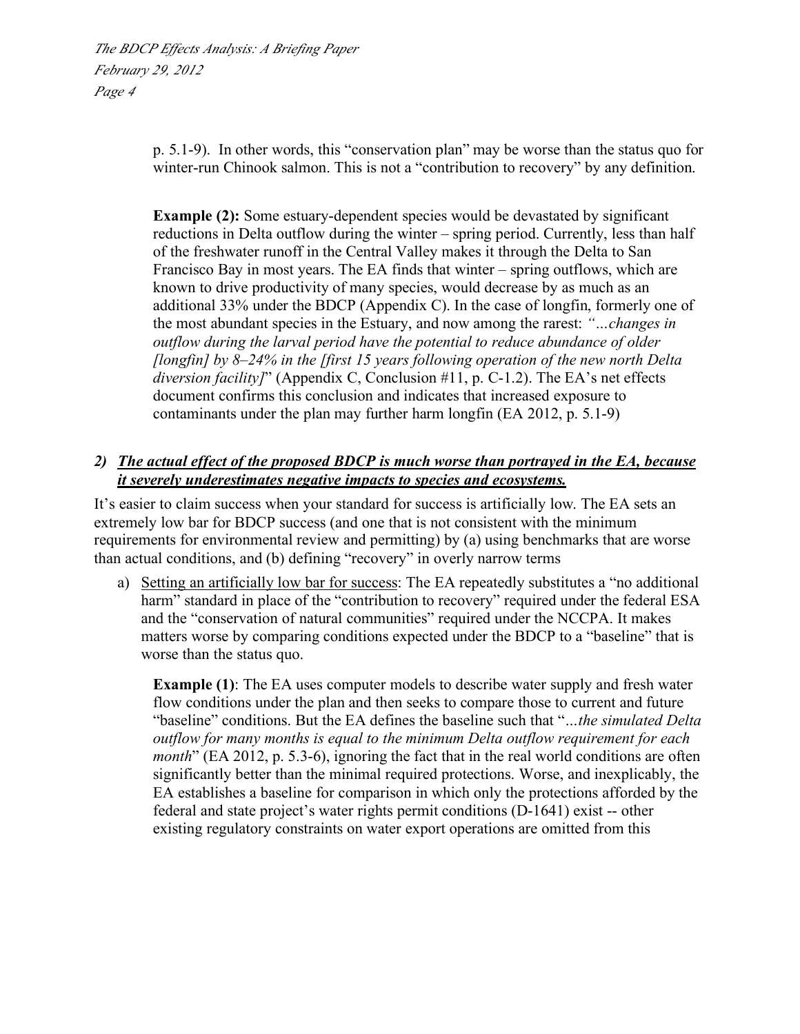p. 5.1-9). In other words, this "conservation plan" may be worse than the status quo for winter-run Chinook salmon. This is not a "contribution to recovery" by any definition.

**Example (2):** Some estuary-dependent species would be devastated by significant reductions in Delta outflow during the winter – spring period. Currently, less than half of the freshwater runoff in the Central Valley makes it through the Delta to San Francisco Bay in most years. The EA finds that winter – spring outflows, which are known to drive productivity of many species, would decrease by as much as an additional 33% under the BDCP (Appendix C). In the case of longfin, formerly one of the most abundant species in the Estuary, and now among the rarest: *"…changes in outflow during the larval period have the potential to reduce abundance of older [longfin] by 8–24% in the [first 15 years following operation of the new north Delta diversion facility]*" (Appendix C, Conclusion #11, p. C-1.2). The EA's net effects document confirms this conclusion and indicates that increased exposure to contaminants under the plan may further harm longfin (EA 2012, p. 5.1-9)

## *2) The actual effect of the proposed BDCP is much worse than portrayed in the EA, because it severely underestimates negative impacts to species and ecosystems.*

It's easier to claim success when your standard for success is artificially low. The EA sets an extremely low bar for BDCP success (and one that is not consistent with the minimum requirements for environmental review and permitting) by (a) using benchmarks that are worse than actual conditions, and (b) defining "recovery" in overly narrow terms

a) Setting an artificially low bar for success: The EA repeatedly substitutes a "no additional harm" standard in place of the "contribution to recovery" required under the federal ESA and the "conservation of natural communities" required under the NCCPA. It makes matters worse by comparing conditions expected under the BDCP to a "baseline" that is worse than the status quo.

**Example (1)**: The EA uses computer models to describe water supply and fresh water flow conditions under the plan and then seeks to compare those to current and future "baseline" conditions. But the EA defines the baseline such that "*…the simulated Delta outflow for many months is equal to the minimum Delta outflow requirement for each month*" (EA 2012, p. 5.3-6), ignoring the fact that in the real world conditions are often significantly better than the minimal required protections. Worse, and inexplicably, the EA establishes a baseline for comparison in which only the protections afforded by the federal and state project's water rights permit conditions (D-1641) exist -- other existing regulatory constraints on water export operations are omitted from this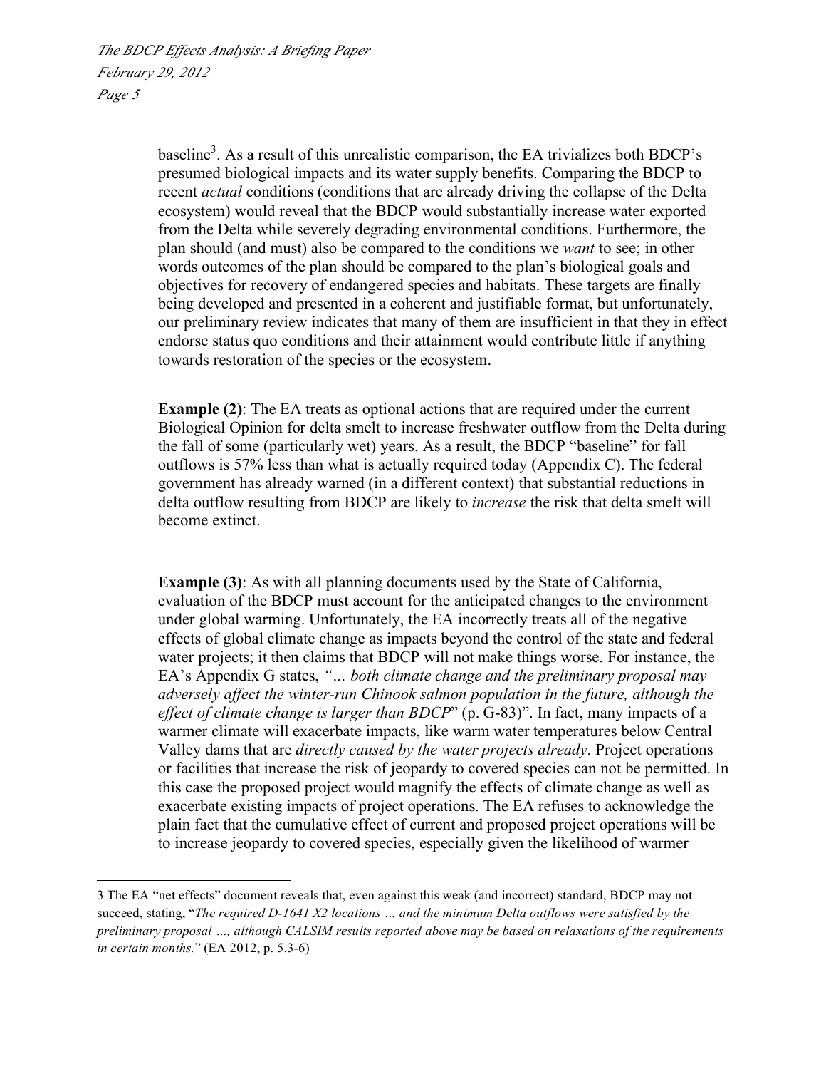baseline[3]. As a result of this unrealistic comparison, the EA trivializes both BDCP's presumed biological impacts and its water supply benefits. Comparing the BDCP to recent *actual* conditions (conditions that are already driving the collapse of the Delta ecosystem) would reveal that the BDCP would substantially increase water exported from the Delta while severely degrading environmental conditions. Furthermore, the plan should (and must) also be compared to the conditions we *want* to see; in other words outcomes of the plan should be compared to the plan's biological goals and objectives for recovery of endangered species and habitats. These targets are finally being developed and presented in a coherent and justifiable format, but unfortunately, our preliminary review indicates that many of them are insufficient in that they in effect endorse status quo conditions and their attainment would contribute little if anything towards restoration of the species or the ecosystem.

**Example (2)**: The EA treats as optional actions that are required under the current Biological Opinion for delta smelt to increase freshwater outflow from the Delta during the fall of some (particularly wet) years. As a result, the BDCP "baseline" for fall outflows is 57% less than what is actually required today (Appendix C). The federal government has already warned (in a different context) that substantial reductions in delta outflow resulting from BDCP are likely to *increase* the risk that delta smelt will become extinct.

**Example (3)**: As with all planning documents used by the State of California, evaluation of the BDCP must account for the anticipated changes to the environment under global warming. Unfortunately, the EA incorrectly treats all of the negative effects of global climate change as impacts beyond the control of the state and federal water projects; it then claims that BDCP will not make things worse. For instance, the EA's Appendix G states, *"… both climate change and the preliminary proposal may adversely affect the winter-run Chinook salmon population in the future, although the effect of climate change is larger than BDCP*" (p. G-83)". In fact, many impacts of a warmer climate will exacerbate impacts, like warm water temperatures below Central Valley dams that are *directly caused by the water projects already*. Project operations or facilities that increase the risk of jeopardy to covered species can not be permitted. In this case the proposed project would magnify the effects of climate change as well as exacerbate existing impacts of project operations. The EA refuses to acknowledge the plain fact that the cumulative effect of current and proposed project operations will be to increase jeopardy to covered species, especially given the likelihood of warmer

---

3 The EA "net effects" document reveals that, even against this weak (and incorrect) standard, BDCP may not succeed, stating, "*The required D-1641 X2 locations … and the minimum Delta outflows were satisfied by the preliminary proposal …, although CALSIM results reported above may be based on relaxations of the requirements in certain months.*" (EA 2012, p. 5.3-6)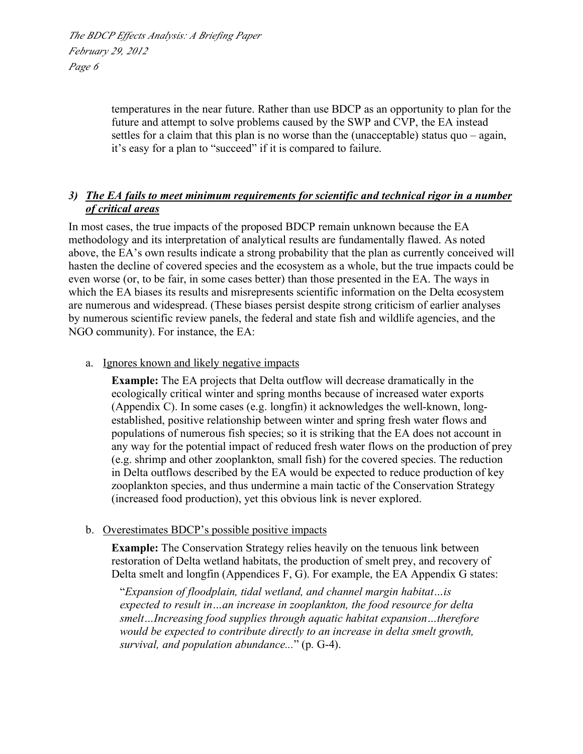temperatures in the near future. Rather than use BDCP as an opportunity to plan for the future and attempt to solve problems caused by the SWP and CVP, the EA instead settles for a claim that this plan is no worse than the (unacceptable) status quo – again, it's easy for a plan to "succeed" if it is compared to failure.

### *3) The EA fails to meet minimum requirements for scientific and technical rigor in a number of critical areas*

In most cases, the true impacts of the proposed BDCP remain unknown because the EA methodology and its interpretation of analytical results are fundamentally flawed. As noted above, the EA's own results indicate a strong probability that the plan as currently conceived will hasten the decline of covered species and the ecosystem as a whole, but the true impacts could be even worse (or, to be fair, in some cases better) than those presented in the EA. The ways in which the EA biases its results and misrepresents scientific information on the Delta ecosystem are numerous and widespread. (These biases persist despite strong criticism of earlier analyses by numerous scientific review panels, the federal and state fish and wildlife agencies, and the NGO community). For instance, the EA:

a. Ignores known and likely negative impacts

**Example:** The EA projects that Delta outflow will decrease dramatically in the ecologically critical winter and spring months because of increased water exports (Appendix C). In some cases (e.g. longfin) it acknowledges the well-known, long-established, positive relationship between winter and spring fresh water flows and populations of numerous fish species; so it is striking that the EA does not account in any way for the potential impact of reduced fresh water flows on the production of prey (e.g. shrimp and other zooplankton, small fish) for the covered species. The reduction in Delta outflows described by the EA would be expected to reduce production of key zooplankton species, and thus undermine a main tactic of the Conservation Strategy (increased food production), yet this obvious link is never explored.

b. Overestimates BDCP's possible positive impacts

**Example:** The Conservation Strategy relies heavily on the tenuous link between restoration of Delta wetland habitats, the production of smelt prey, and recovery of Delta smelt and longfin (Appendices F, G). For example, the EA Appendix G states:

> "*Expansion of floodplain, tidal wetland, and channel margin habitat…is expected to result in…an increase in zooplankton, the food resource for delta smelt…Increasing food supplies through aquatic habitat expansion…therefore would be expected to contribute directly to an increase in delta smelt growth, survival, and population abundance...*" (p. G-4).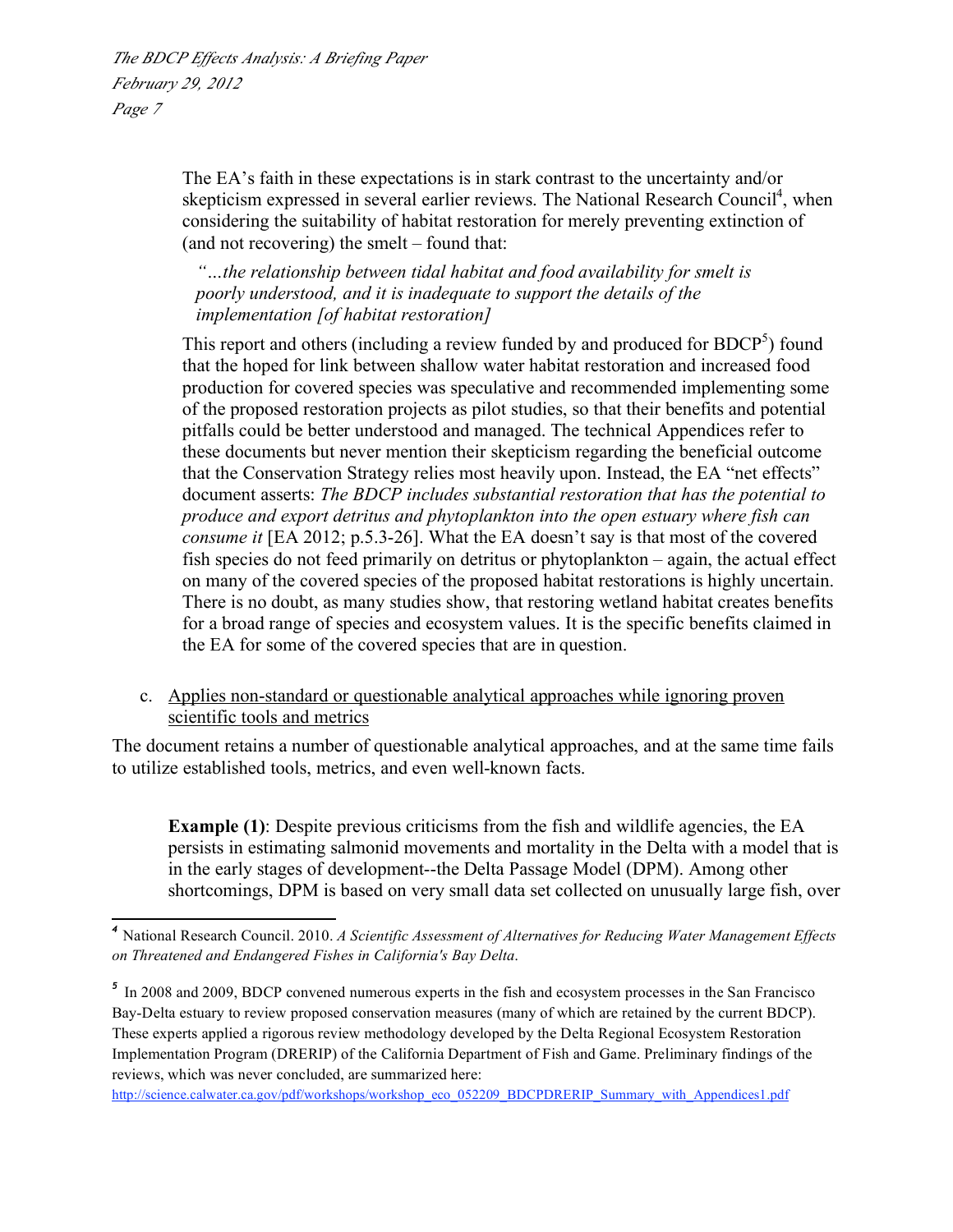The EA's faith in these expectations is in stark contrast to the uncertainty and/or skepticism expressed in several earlier reviews. The National Research Council[4], when considering the suitability of habitat restoration for merely preventing extinction of (and not recovering) the smelt – found that:

> *"…the relationship between tidal habitat and food availability for smelt is poorly understood, and it is inadequate to support the details of the implementation [of habitat restoration]*

This report and others (including a review funded by and produced for BDCP[5]) found that the hoped for link between shallow water habitat restoration and increased food production for covered species was speculative and recommended implementing some of the proposed restoration projects as pilot studies, so that their benefits and potential pitfalls could be better understood and managed. The technical Appendices refer to these documents but never mention their skepticism regarding the beneficial outcome that the Conservation Strategy relies most heavily upon. Instead, the EA "net effects" document asserts: *The BDCP includes substantial restoration that has the potential to produce and export detritus and phytoplankton into the open estuary where fish can consume it* [EA 2012; p.5.3-26]. What the EA doesn't say is that most of the covered fish species do not feed primarily on detritus or phytoplankton – again, the actual effect on many of the covered species of the proposed habitat restorations is highly uncertain. There is no doubt, as many studies show, that restoring wetland habitat creates benefits for a broad range of species and ecosystem values. It is the specific benefits claimed in the EA for some of the covered species that are in question.

c. <u>Applies non-standard or questionable analytical approaches while ignoring proven scientific tools and metrics</u>

The document retains a number of questionable analytical approaches, and at the same time fails to utilize established tools, metrics, and even well-known facts.

**Example (1)**: Despite previous criticisms from the fish and wildlife agencies, the EA persists in estimating salmonid movements and mortality in the Delta with a model that is in the early stages of development--the Delta Passage Model (DPM). Among other shortcomings, DPM is based on very small data set collected on unusually large fish, over

---

[4] National Research Council. 2010. *A Scientific Assessment of Alternatives for Reducing Water Management Effects on Threatened and Endangered Fishes in California's Bay Delta*.

[5] In 2008 and 2009, BDCP convened numerous experts in the fish and ecosystem processes in the San Francisco Bay-Delta estuary to review proposed conservation measures (many of which are retained by the current BDCP). These experts applied a rigorous review methodology developed by the Delta Regional Ecosystem Restoration Implementation Program (DRERIP) of the California Department of Fish and Game. Preliminary findings of the reviews, which was never concluded, are summarized here: http://science.calwater.ca.gov/pdf/workshops/workshop_eco_052209_BDCPDRERIP_Summary_with_Appendices1.pdf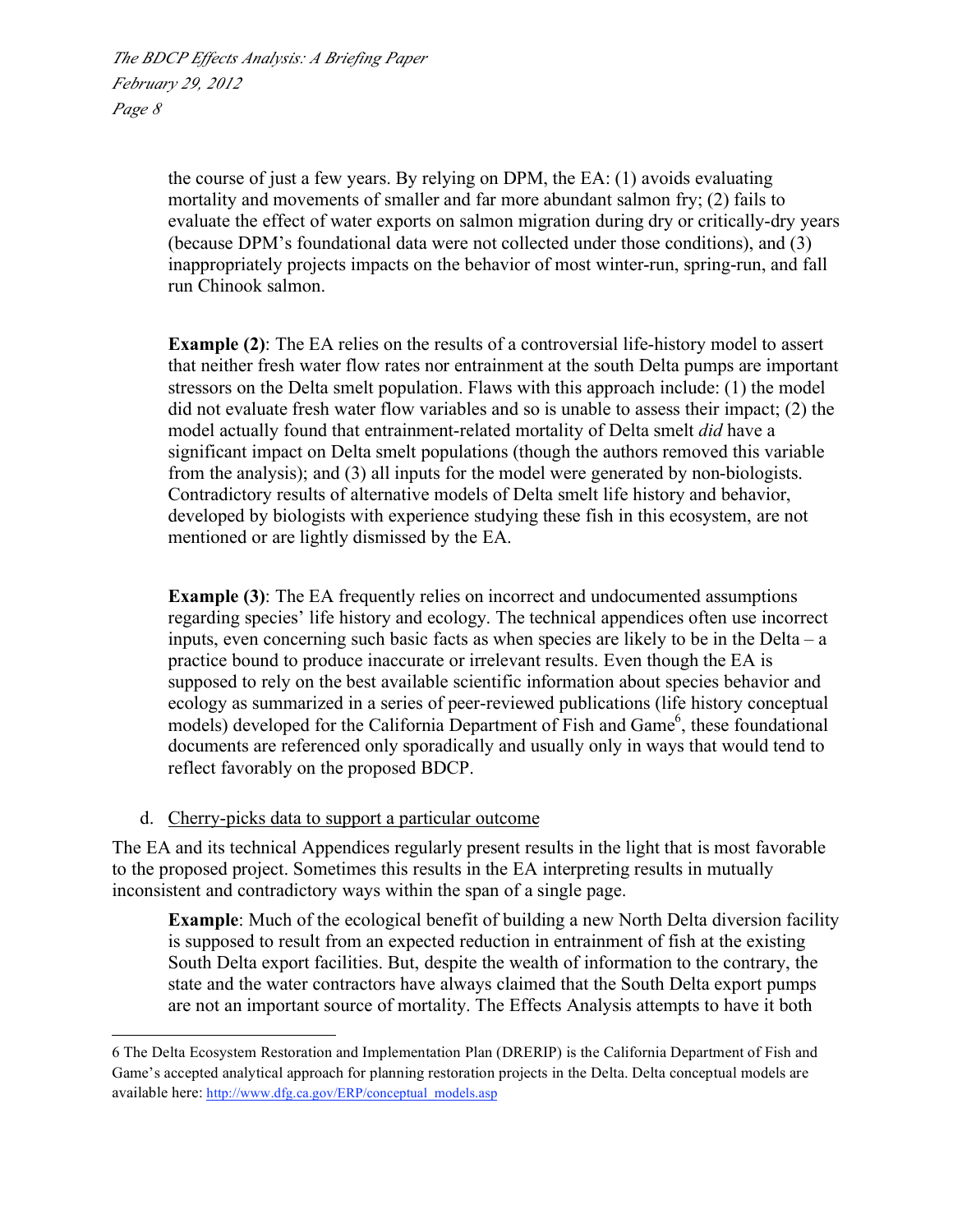the course of just a few years. By relying on DPM, the EA: (1) avoids evaluating mortality and movements of smaller and far more abundant salmon fry; (2) fails to evaluate the effect of water exports on salmon migration during dry or critically-dry years (because DPM's foundational data were not collected under those conditions), and (3) inappropriately projects impacts on the behavior of most winter-run, spring-run, and fall run Chinook salmon.

**Example (2)**: The EA relies on the results of a controversial life-history model to assert that neither fresh water flow rates nor entrainment at the south Delta pumps are important stressors on the Delta smelt population. Flaws with this approach include: (1) the model did not evaluate fresh water flow variables and so is unable to assess their impact; (2) the model actually found that entrainment-related mortality of Delta smelt *did* have a significant impact on Delta smelt populations (though the authors removed this variable from the analysis); and (3) all inputs for the model were generated by non-biologists. Contradictory results of alternative models of Delta smelt life history and behavior, developed by biologists with experience studying these fish in this ecosystem, are not mentioned or are lightly dismissed by the EA.

**Example (3)**: The EA frequently relies on incorrect and undocumented assumptions regarding species' life history and ecology. The technical appendices often use incorrect inputs, even concerning such basic facts as when species are likely to be in the Delta – a practice bound to produce inaccurate or irrelevant results. Even though the EA is supposed to rely on the best available scientific information about species behavior and ecology as summarized in a series of peer-reviewed publications (life history conceptual models) developed for the California Department of Fish and Game[6], these foundational documents are referenced only sporadically and usually only in ways that would tend to reflect favorably on the proposed BDCP.

d. Cherry-picks data to support a particular outcome

The EA and its technical Appendices regularly present results in the light that is most favorable to the proposed project. Sometimes this results in the EA interpreting results in mutually inconsistent and contradictory ways within the span of a single page.

**Example**: Much of the ecological benefit of building a new North Delta diversion facility is supposed to result from an expected reduction in entrainment of fish at the existing South Delta export facilities. But, despite the wealth of information to the contrary, the state and the water contractors have always claimed that the South Delta export pumps are not an important source of mortality. The Effects Analysis attempts to have it both

6 The Delta Ecosystem Restoration and Implementation Plan (DRERIP) is the California Department of Fish and Game's accepted analytical approach for planning restoration projects in the Delta. Delta conceptual models are available here: http://www.dfg.ca.gov/ERP/conceptual_models.asp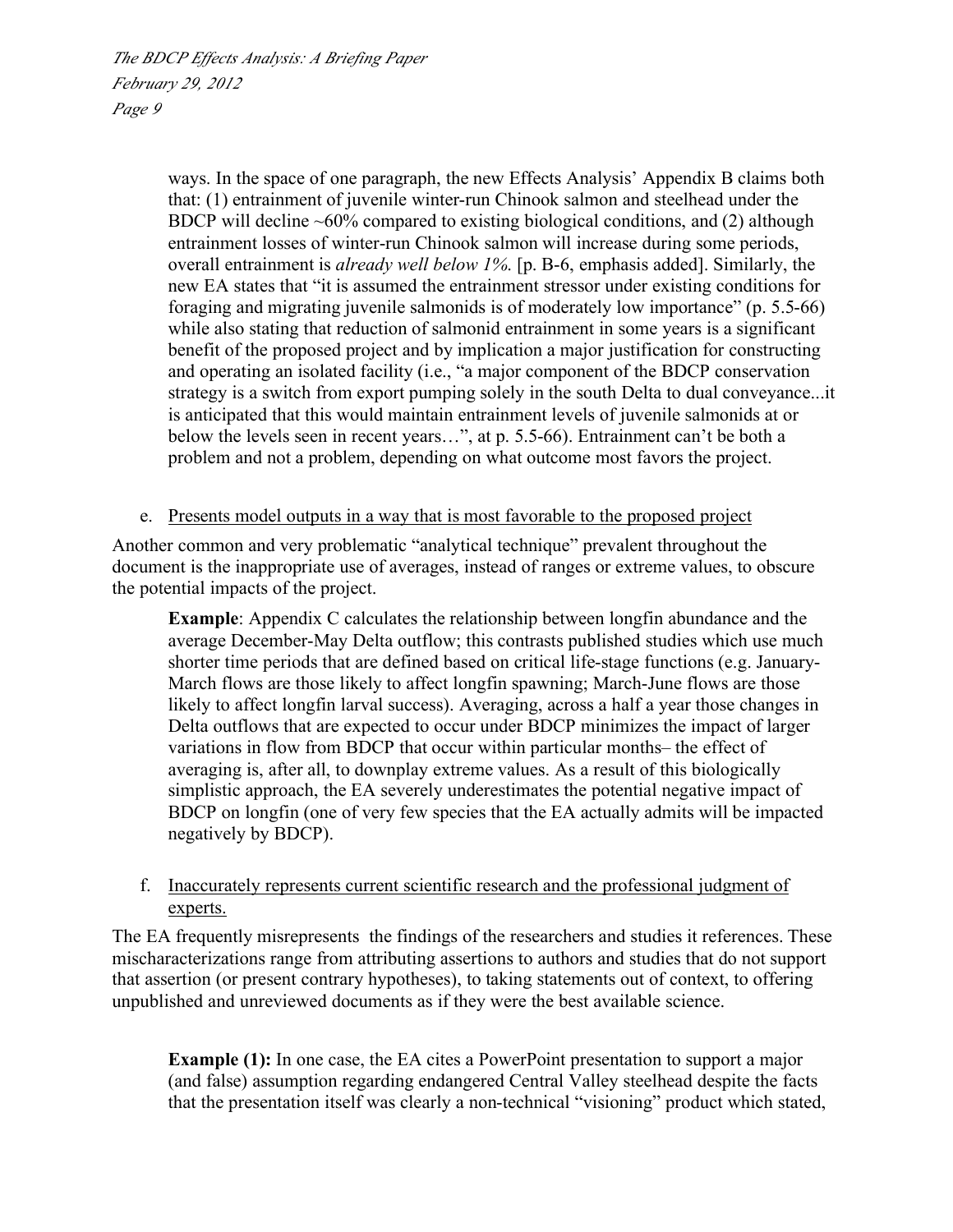ways. In the space of one paragraph, the new Effects Analysis' Appendix B claims both that: (1) entrainment of juvenile winter-run Chinook salmon and steelhead under the BDCP will decline ~60% compared to existing biological conditions, and (2) although entrainment losses of winter-run Chinook salmon will increase during some periods, overall entrainment is *already well below 1%*. [p. B-6, emphasis added]. Similarly, the new EA states that "it is assumed the entrainment stressor under existing conditions for foraging and migrating juvenile salmonids is of moderately low importance" (p. 5.5-66) while also stating that reduction of salmonid entrainment in some years is a significant benefit of the proposed project and by implication a major justification for constructing and operating an isolated facility (i.e., "a major component of the BDCP conservation strategy is a switch from export pumping solely in the south Delta to dual conveyance...it is anticipated that this would maintain entrainment levels of juvenile salmonids at or below the levels seen in recent years…", at p. 5.5-66). Entrainment can't be both a problem and not a problem, depending on what outcome most favors the project.

e. Presents model outputs in a way that is most favorable to the proposed project

Another common and very problematic "analytical technique" prevalent throughout the document is the inappropriate use of averages, instead of ranges or extreme values, to obscure the potential impacts of the project.

**Example**: Appendix C calculates the relationship between longfin abundance and the average December-May Delta outflow; this contrasts published studies which use much shorter time periods that are defined based on critical life-stage functions (e.g. January-March flows are those likely to affect longfin spawning; March-June flows are those likely to affect longfin larval success). Averaging, across a half a year those changes in Delta outflows that are expected to occur under BDCP minimizes the impact of larger variations in flow from BDCP that occur within particular months– the effect of averaging is, after all, to downplay extreme values. As a result of this biologically simplistic approach, the EA severely underestimates the potential negative impact of BDCP on longfin (one of very few species that the EA actually admits will be impacted negatively by BDCP).

f. Inaccurately represents current scientific research and the professional judgment of experts.

The EA frequently misrepresents the findings of the researchers and studies it references. These mischaracterizations range from attributing assertions to authors and studies that do not support that assertion (or present contrary hypotheses), to taking statements out of context, to offering unpublished and unreviewed documents as if they were the best available science.

**Example (1):** In one case, the EA cites a PowerPoint presentation to support a major (and false) assumption regarding endangered Central Valley steelhead despite the facts that the presentation itself was clearly a non-technical "visioning" product which stated,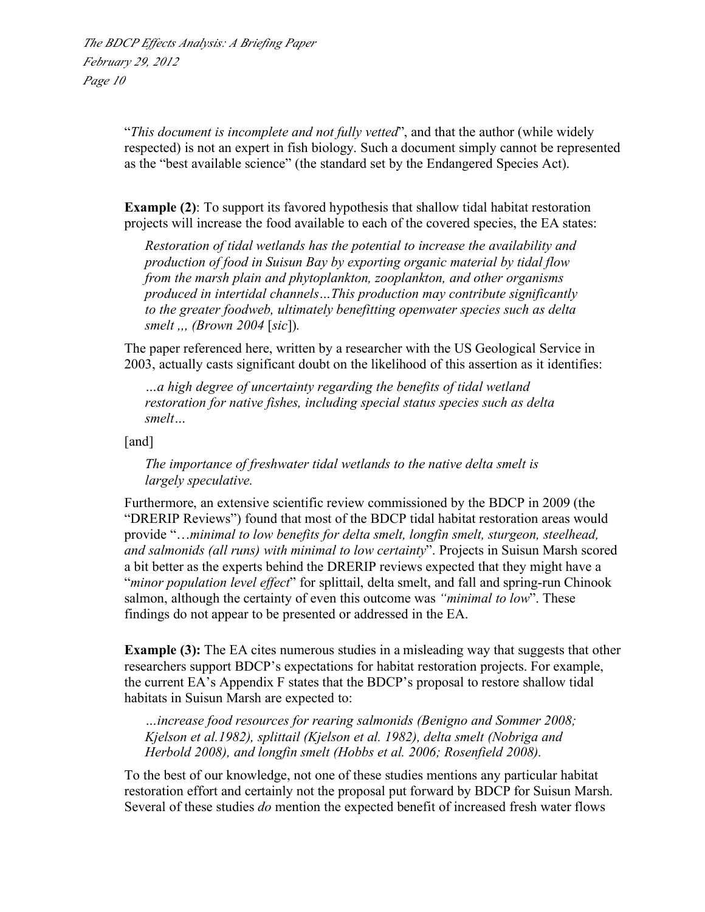"*This document is incomplete and not fully vetted*", and that the author (while widely respected) is not an expert in fish biology. Such a document simply cannot be represented as the "best available science" (the standard set by the Endangered Species Act).

**Example (2)**: To support its favored hypothesis that shallow tidal habitat restoration projects will increase the food available to each of the covered species, the EA states:

> *Restoration of tidal wetlands has the potential to increase the availability and production of food in Suisun Bay by exporting organic material by tidal flow from the marsh plain and phytoplankton, zooplankton, and other organisms produced in intertidal channels…This production may contribute significantly to the greater foodweb, ultimately benefitting openwater species such as delta smelt ,,, (Brown 2004* [*sic*]*).*

The paper referenced here, written by a researcher with the US Geological Service in 2003, actually casts significant doubt on the likelihood of this assertion as it identifies:

> *…a high degree of uncertainty regarding the benefits of tidal wetland restoration for native fishes, including special status species such as delta smelt…*

[and]

> *The importance of freshwater tidal wetlands to the native delta smelt is largely speculative.*

Furthermore, an extensive scientific review commissioned by the BDCP in 2009 (the "DRERIP Reviews") found that most of the BDCP tidal habitat restoration areas would provide "…*minimal to low benefits for delta smelt, longfin smelt, sturgeon, steelhead, and salmonids (all runs) with minimal to low certainty*". Projects in Suisun Marsh scored a bit better as the experts behind the DRERIP reviews expected that they might have a "*minor population level effect*" for splittail, delta smelt, and fall and spring-run Chinook salmon, although the certainty of even this outcome was *"minimal to low*". These findings do not appear to be presented or addressed in the EA.

**Example (3):** The EA cites numerous studies in a misleading way that suggests that other researchers support BDCP's expectations for habitat restoration projects. For example, the current EA's Appendix F states that the BDCP's proposal to restore shallow tidal habitats in Suisun Marsh are expected to:

> *…increase food resources for rearing salmonids (Benigno and Sommer 2008; Kjelson et al.1982), splittail (Kjelson et al. 1982), delta smelt (Nobriga and Herbold 2008), and longfin smelt (Hobbs et al. 2006; Rosenfield 2008).*

To the best of our knowledge, not one of these studies mentions any particular habitat restoration effort and certainly not the proposal put forward by BDCP for Suisun Marsh. Several of these studies *do* mention the expected benefit of increased fresh water flows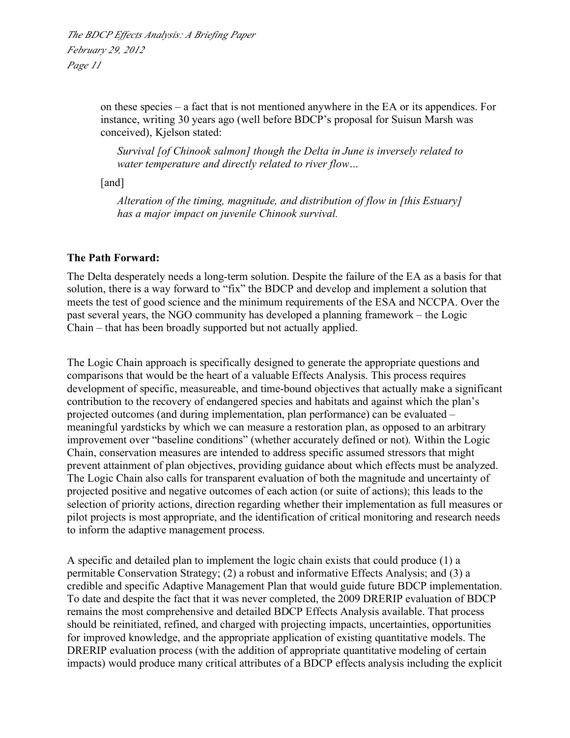on these species – a fact that is not mentioned anywhere in the EA or its appendices. For instance, writing 30 years ago (well before BDCP's proposal for Suisun Marsh was conceived), Kjelson stated:

> *Survival [of Chinook salmon] though the Delta in June is inversely related to water temperature and directly related to river flow…*
>
> [and]
>
> *Alteration of the timing, magnitude, and distribution of flow in [this Estuary] has a major impact on juvenile Chinook survival.*

**The Path Forward:**

The Delta desperately needs a long-term solution. Despite the failure of the EA as a basis for that solution, there is a way forward to "fix" the BDCP and develop and implement a solution that meets the test of good science and the minimum requirements of the ESA and NCCPA. Over the past several years, the NGO community has developed a planning framework – the Logic Chain – that has been broadly supported but not actually applied.

The Logic Chain approach is specifically designed to generate the appropriate questions and comparisons that would be the heart of a valuable Effects Analysis. This process requires development of specific, measureable, and time-bound objectives that actually make a significant contribution to the recovery of endangered species and habitats and against which the plan's projected outcomes (and during implementation, plan performance) can be evaluated – meaningful yardsticks by which we can measure a restoration plan, as opposed to an arbitrary improvement over "baseline conditions" (whether accurately defined or not). Within the Logic Chain, conservation measures are intended to address specific assumed stressors that might prevent attainment of plan objectives, providing guidance about which effects must be analyzed. The Logic Chain also calls for transparent evaluation of both the magnitude and uncertainty of projected positive and negative outcomes of each action (or suite of actions); this leads to the selection of priority actions, direction regarding whether their implementation as full measures or pilot projects is most appropriate, and the identification of critical monitoring and research needs to inform the adaptive management process.

A specific and detailed plan to implement the logic chain exists that could produce (1) a permitable Conservation Strategy; (2) a robust and informative Effects Analysis; and (3) a credible and specific Adaptive Management Plan that would guide future BDCP implementation. To date and despite the fact that it was never completed, the 2009 DRERIP evaluation of BDCP remains the most comprehensive and detailed BDCP Effects Analysis available. That process should be reinitiated, refined, and charged with projecting impacts, uncertainties, opportunities for improved knowledge, and the appropriate application of existing quantitative models. The DRERIP evaluation process (with the addition of appropriate quantitative modeling of certain impacts) would produce many critical attributes of a BDCP effects analysis including the explicit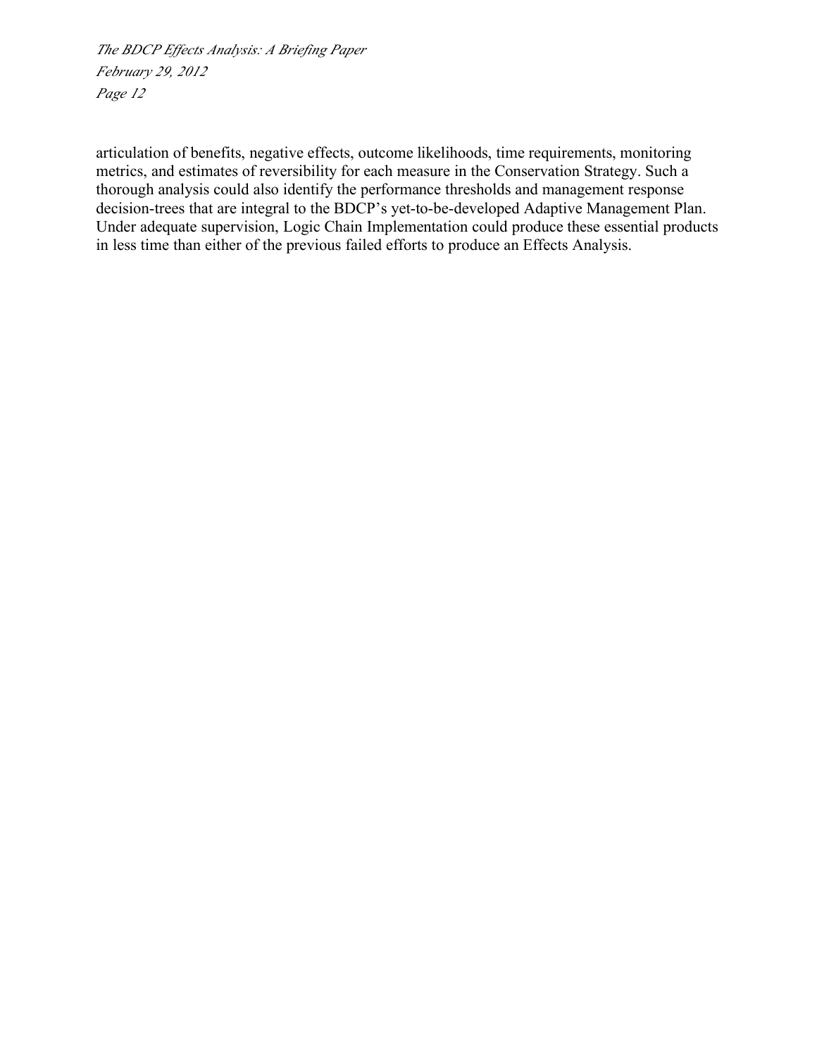articulation of benefits, negative effects, outcome likelihoods, time requirements, monitoring metrics, and estimates of reversibility for each measure in the Conservation Strategy. Such a thorough analysis could also identify the performance thresholds and management response decision-trees that are integral to the BDCP's yet-to-be-developed Adaptive Management Plan. Under adequate supervision, Logic Chain Implementation could produce these essential products in less time than either of the previous failed efforts to produce an Effects Analysis.